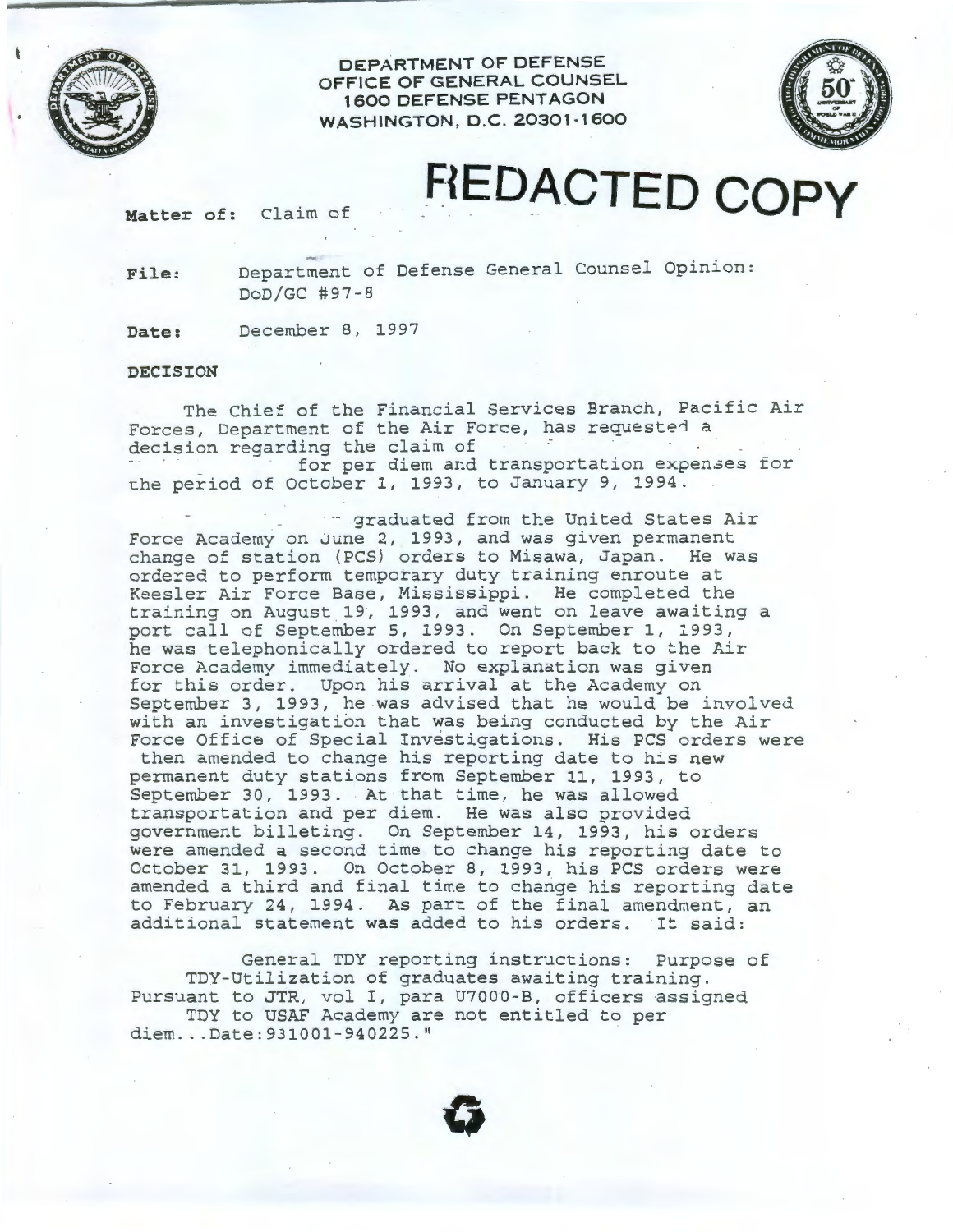DEPARTMENT OF DEFENSE
OFFICE OF GENERAL COUNSEL
1600 DEFENSE PENTAGON
WASHINGTON, D.C. 20301-1600

# REDACTED COPY

**Matter of:** Claim of

**File:** Department of Defense General Counsel Opinion: DoD/GC #97-8

**Date:** December 8, 1997

**DECISION**

The Chief of the Financial Services Branch, Pacific Air Forces, Department of the Air Force, has requested a decision regarding the claim of for per diem and transportation expenses for the period of October 1, 1993, to January 9, 1994.

graduated from the United States Air Force Academy on June 2, 1993, and was given permanent change of station (PCS) orders to Misawa, Japan. He was ordered to perform temporary duty training enroute at Keesler Air Force Base, Mississippi. He completed the training on August 19, 1993, and went on leave awaiting a port call of September 5, 1993. On September 1, 1993, he was telephonically ordered to report back to the Air Force Academy immediately. No explanation was given for this order. Upon his arrival at the Academy on September 3, 1993, he was advised that he would be involved with an investigation that was being conducted by the Air Force Office of Special Investigations. His PCS orders were then amended to change his reporting date to his new permanent duty stations from September 11, 1993, to September 30, 1993. At that time, he was allowed transportation and per diem. He was also provided government billeting. On September 14, 1993, his orders were amended a second time to change his reporting date to October 31, 1993. On October 8, 1993, his PCS orders were amended a third and final time to change his reporting date to February 24, 1994. As part of the final amendment, an additional statement was added to his orders. It said:

> General TDY reporting instructions: Purpose of TDY-Utilization of graduates awaiting training. Pursuant to JTR, vol I, para U7000-B, officers assigned TDY to USAF Academy are not entitled to per diem...Date:931001-940225."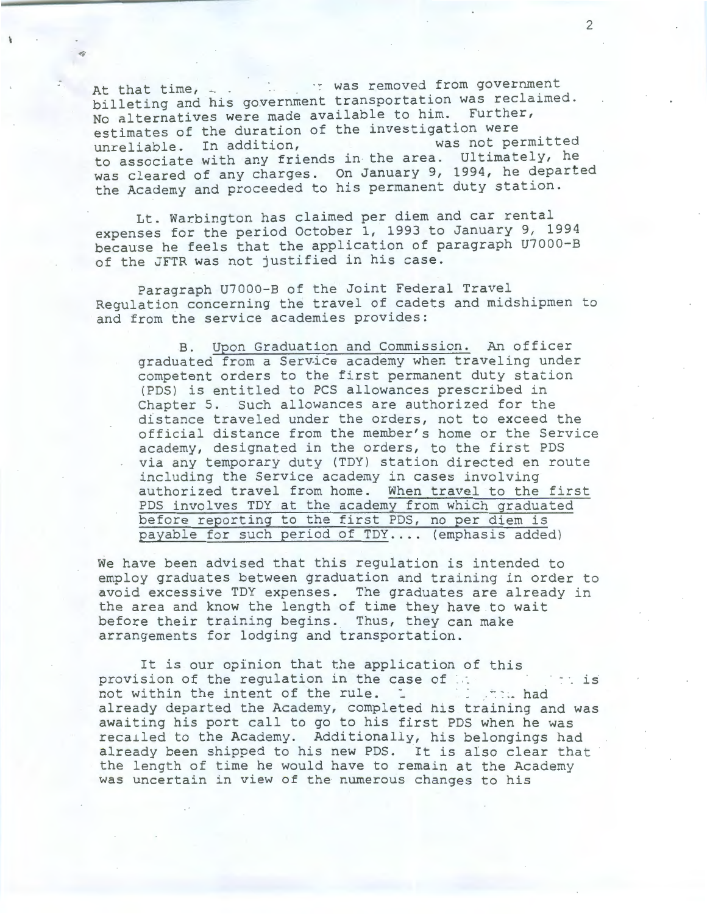At that time, [redacted] was removed from government billeting and his government transportation was reclaimed. No alternatives were made available to him. Further, estimates of the duration of the investigation were unreliable. In addition, [redacted] was not permitted to associate with any friends in the area. Ultimately, he was cleared of any charges. On January 9, 1994, he departed the Academy and proceeded to his permanent duty station.

Lt. Warbington has claimed per diem and car rental expenses for the period October 1, 1993 to January 9, 1994 because he feels that the application of paragraph U7000-B of the JFTR was not justified in his case.

Paragraph U7000-B of the Joint Federal Travel Regulation concerning the travel of cadets and midshipmen to and from the service academies provides:

> B. Upon Graduation and Commission. An officer graduated from a Service academy when traveling under competent orders to the first permanent duty station (PDS) is entitled to PCS allowances prescribed in Chapter 5. Such allowances are authorized for the distance traveled under the orders, not to exceed the official distance from the member's home or the Service academy, designated in the orders, to the first PDS via any temporary duty (TDY) station directed en route including the Service academy in cases involving authorized travel from home. When travel to the first PDS involves TDY at the academy from which graduated before reporting to the first PDS, no per diem is payable for such period of TDY.... (emphasis added)

We have been advised that this regulation is intended to employ graduates between graduation and training in order to avoid excessive TDY expenses. The graduates are already in the area and know the length of time they have to wait before their training begins. Thus, they can make arrangements for lodging and transportation.

It is our opinion that the application of this provision of the regulation in the case of [redacted] is not within the intent of the rule. [redacted] had already departed the Academy, completed his training and was awaiting his port call to go to his first PDS when he was recalled to the Academy. Additionally, his belongings had already been shipped to his new PDS. It is also clear that the length of time he would have to remain at the Academy was uncertain in view of the numerous changes to his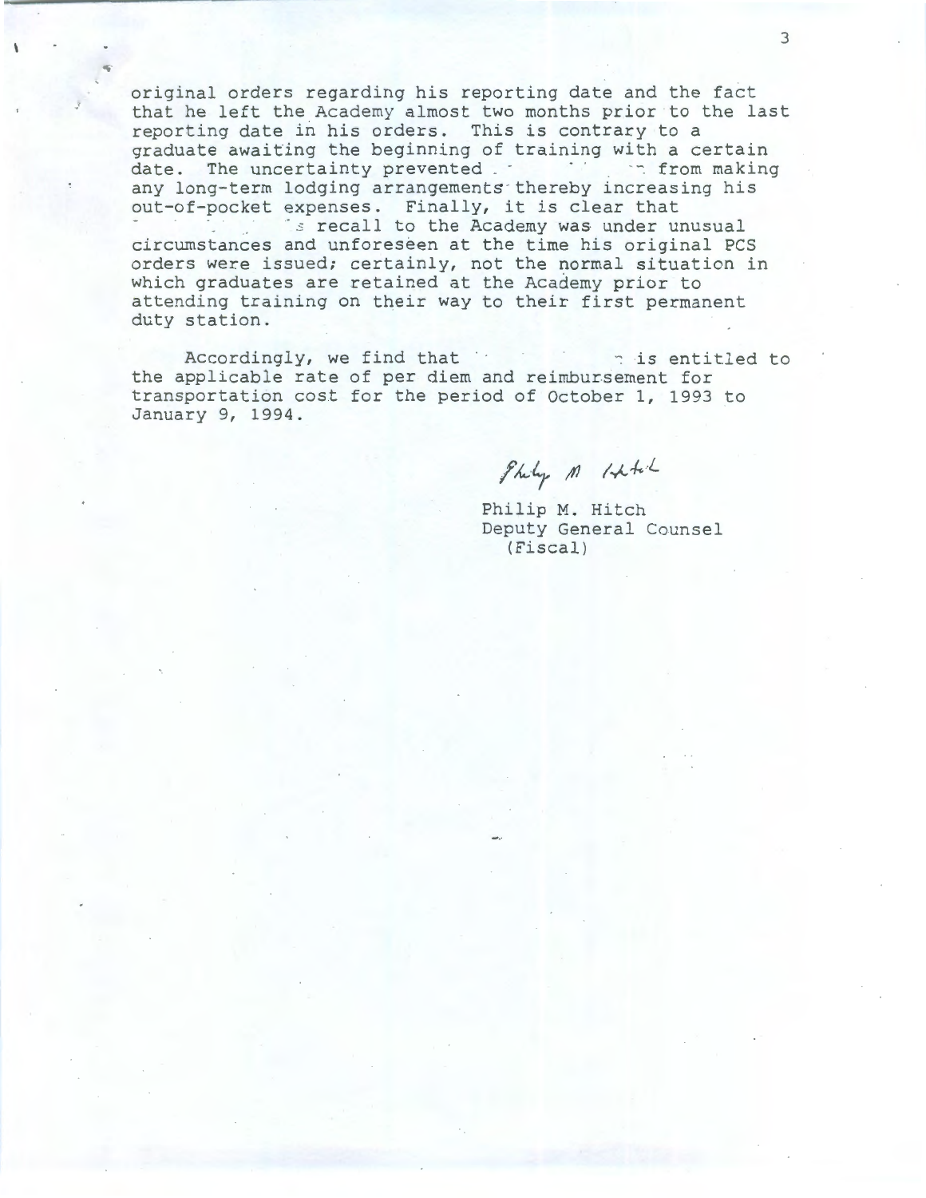original orders regarding his reporting date and the fact that he left the Academy almost two months prior to the last reporting date in his orders. This is contrary to a graduate awaiting the beginning of training with a certain date. The uncertainty prevented from making any long-term lodging arrangements thereby increasing his out-of-pocket expenses. Finally, it is clear that 's recall to the Academy was under unusual circumstances and unforeseen at the time his original PCS orders were issued; certainly, not the normal situation in which graduates are retained at the Academy prior to attending training on their way to their first permanent duty station.

Accordingly, we find that is entitled to the applicable rate of per diem and reimbursement for transportation cost for the period of October 1, 1993 to January 9, 1994.

Philip M. Hitch
Deputy General Counsel
(Fiscal)